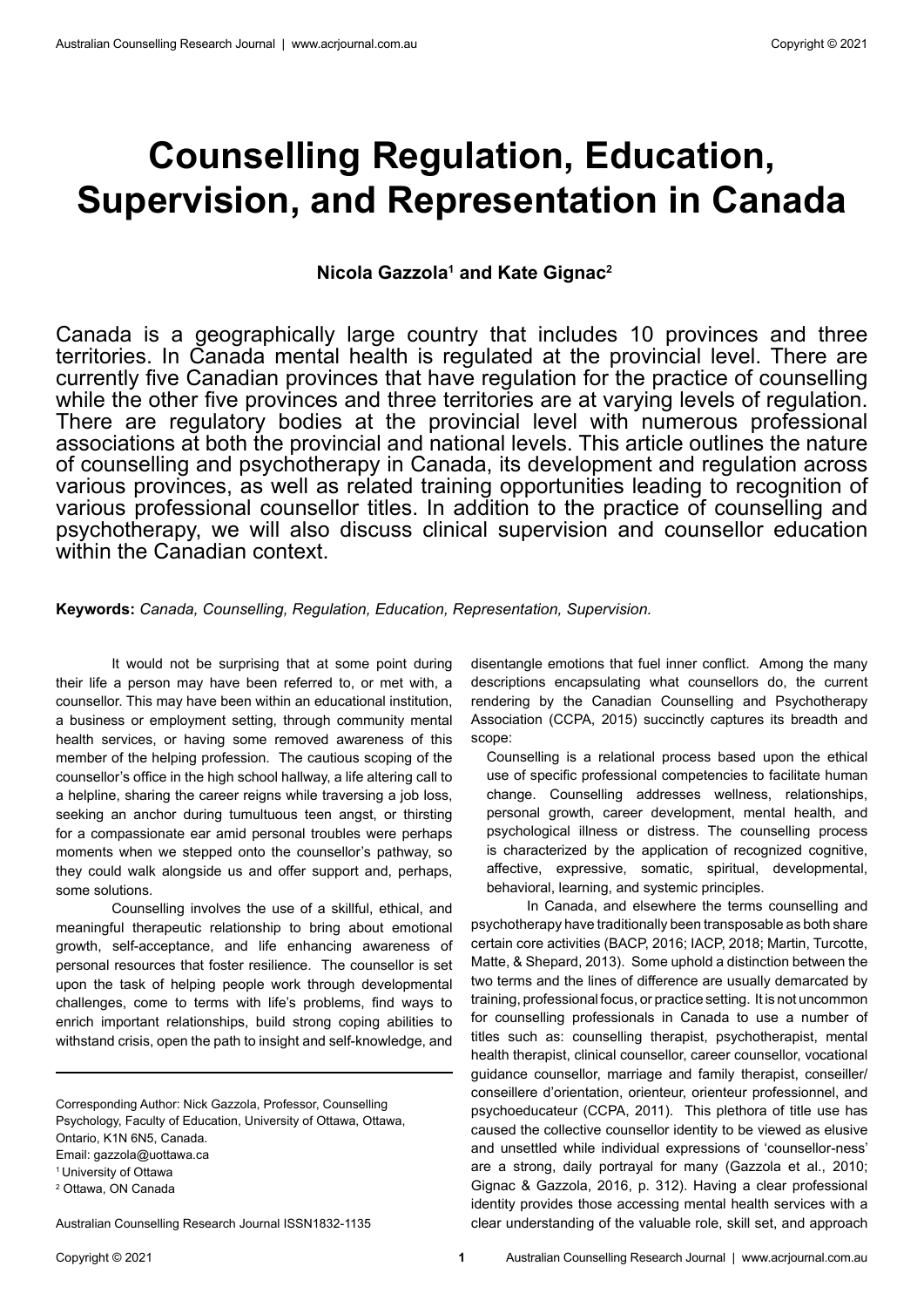# Counselling Regulation, Education, Supervision, and Representation in Canada

**Nicola Gazzola[1] and Kate Gignac[2]**

Canada is a geographically large country that includes 10 provinces and three territories. In Canada mental health is regulated at the provincial level. There are currently five Canadian provinces that have regulation for the practice of counselling while the other five provinces and three territories are at varying levels of regulation. There are regulatory bodies at the provincial level with numerous professional associations at both the provincial and national levels. This article outlines the nature of counselling and psychotherapy in Canada, its development and regulation across various provinces, as well as related training opportunities leading to recognition of various professional counsellor titles. In addition to the practice of counselling and psychotherapy, we will also discuss clinical supervision and counsellor education within the Canadian context.

**Keywords:** *Canada, Counselling, Regulation, Education, Representation, Supervision.*

It would not be surprising that at some point during their life a person may have been referred to, or met with, a counsellor. This may have been within an educational institution, a business or employment setting, through community mental health services, or having some removed awareness of this member of the helping profession. The cautious scoping of the counsellor's office in the high school hallway, a life altering call to a helpline, sharing the career reigns while traversing a job loss, seeking an anchor during tumultuous teen angst, or thirsting for a compassionate ear amid personal troubles were perhaps moments when we stepped onto the counsellor's pathway, so they could walk alongside us and offer support and, perhaps, some solutions.

Counselling involves the use of a skillful, ethical, and meaningful therapeutic relationship to bring about emotional growth, self-acceptance, and life enhancing awareness of personal resources that foster resilience. The counsellor is set upon the task of helping people work through developmental challenges, come to terms with life's problems, find ways to enrich important relationships, build strong coping abilities to withstand crisis, open the path to insight and self-knowledge, and disentangle emotions that fuel inner conflict. Among the many descriptions encapsulating what counsellors do, the current rendering by the Canadian Counselling and Psychotherapy Association (CCPA, 2015) succinctly captures its breadth and scope:

> Counselling is a relational process based upon the ethical use of specific professional competencies to facilitate human change. Counselling addresses wellness, relationships, personal growth, career development, mental health, and psychological illness or distress. The counselling process is characterized by the application of recognized cognitive, affective, expressive, somatic, spiritual, developmental, behavioral, learning, and systemic principles.

In Canada, and elsewhere the terms counselling and psychotherapy have traditionally been transposable as both share certain core activities (BACP, 2016; IACP, 2018; Martin, Turcotte, Matte, & Shepard, 2013). Some uphold a distinction between the two terms and the lines of difference are usually demarcated by training, professional focus, or practice setting. It is not uncommon for counselling professionals in Canada to use a number of titles such as: counselling therapist, psychotherapist, mental health therapist, clinical counsellor, career counsellor, vocational guidance counsellor, marriage and family therapist, conseiller/conseillere d'orientation, orienteur, orienteur professionnel, and psychoeducateur (CCPA, 2011). This plethora of title use has caused the collective counsellor identity to be viewed as elusive and unsettled while individual expressions of 'counsellor-ness' are a strong, daily portrayal for many (Gazzola et al., 2010; Gignac & Gazzola, 2016, p. 312). Having a clear professional identity provides those accessing mental health services with a clear understanding of the valuable role, skill set, and approach

---

Corresponding Author: Nick Gazzola, Professor, Counselling Psychology, Faculty of Education, University of Ottawa, Ottawa, Ontario, K1N 6N5, Canada.
Email: gazzola@uottawa.ca

[1] University of Ottawa

[2] Ottawa, ON Canada

Australian Counselling Research Journal ISSN1832-1135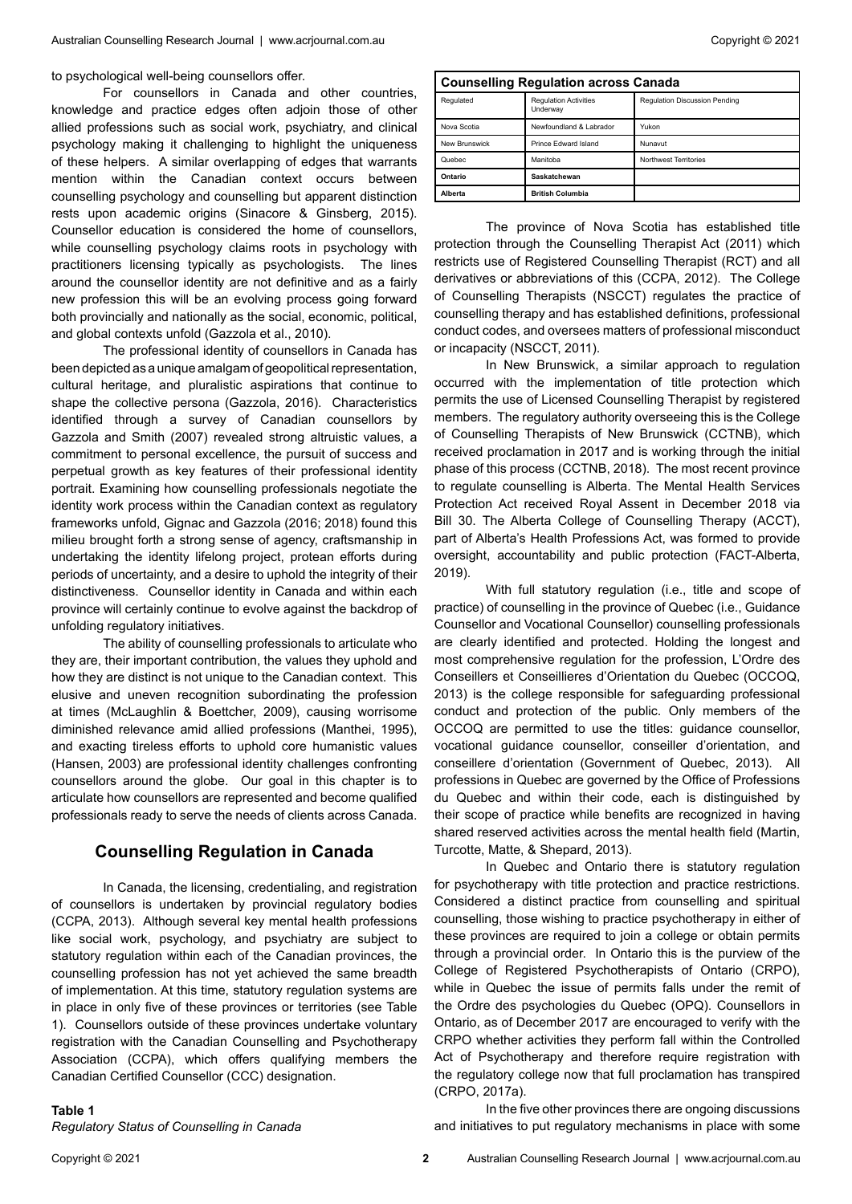to psychological well-being counsellors offer.

For counsellors in Canada and other countries, knowledge and practice edges often adjoin those of other allied professions such as social work, psychiatry, and clinical psychology making it challenging to highlight the uniqueness of these helpers. A similar overlapping of edges that warrants mention within the Canadian context occurs between counselling psychology and counselling but apparent distinction rests upon academic origins (Sinacore & Ginsberg, 2015). Counsellor education is considered the home of counsellors, while counselling psychology claims roots in psychology with practitioners licensing typically as psychologists. The lines around the counsellor identity are not definitive and as a fairly new profession this will be an evolving process going forward both provincially and nationally as the social, economic, political, and global contexts unfold (Gazzola et al., 2010).

The professional identity of counsellors in Canada has been depicted as a unique amalgam of geopolitical representation, cultural heritage, and pluralistic aspirations that continue to shape the collective persona (Gazzola, 2016). Characteristics identified through a survey of Canadian counsellors by Gazzola and Smith (2007) revealed strong altruistic values, a commitment to personal excellence, the pursuit of success and perpetual growth as key features of their professional identity portrait. Examining how counselling professionals negotiate the identity work process within the Canadian context as regulatory frameworks unfold, Gignac and Gazzola (2016; 2018) found this milieu brought forth a strong sense of agency, craftsmanship in undertaking the identity lifelong project, protean efforts during periods of uncertainty, and a desire to uphold the integrity of their distinctiveness. Counsellor identity in Canada and within each province will certainly continue to evolve against the backdrop of unfolding regulatory initiatives.

The ability of counselling professionals to articulate who they are, their important contribution, the values they uphold and how they are distinct is not unique to the Canadian context. This elusive and uneven recognition subordinating the profession at times (McLaughlin & Boettcher, 2009), causing worrisome diminished relevance amid allied professions (Manthei, 1995), and exacting tireless efforts to uphold core humanistic values (Hansen, 2003) are professional identity challenges confronting counsellors around the globe. Our goal in this chapter is to articulate how counsellors are represented and become qualified professionals ready to serve the needs of clients across Canada.

## Counselling Regulation in Canada

In Canada, the licensing, credentialing, and registration of counsellors is undertaken by provincial regulatory bodies (CCPA, 2013). Although several key mental health professions like social work, psychology, and psychiatry are subject to statutory regulation within each of the Canadian provinces, the counselling profession has not yet achieved the same breadth of implementation. At this time, statutory regulation systems are in place in only five of these provinces or territories (see Table 1). Counsellors outside of these provinces undertake voluntary registration with the Canadian Counselling and Psychotherapy Association (CCPA), which offers qualifying members the Canadian Certified Counsellor (CCC) designation.

**Table 1**

*Regulatory Status of Counselling in Canada*

| **Counselling Regulation across Canada** | | |
|---|---|---|
| Regulated | Regulation Activities Underway | Regulation Discussion Pending |
| Nova Scotia | Newfoundland & Labrador | Yukon |
| New Brunswick | Prince Edward Island | Nunavut |
| Quebec | Manitoba | Northwest Territories |
| **Ontario** | **Saskatchewan** | |
| **Alberta** | **British Columbia** | |

The province of Nova Scotia has established title protection through the Counselling Therapist Act (2011) which restricts use of Registered Counselling Therapist (RCT) and all derivatives or abbreviations of this (CCPA, 2012). The College of Counselling Therapists (NSCCT) regulates the practice of counselling therapy and has established definitions, professional conduct codes, and oversees matters of professional misconduct or incapacity (NSCCT, 2011).

In New Brunswick, a similar approach to regulation occurred with the implementation of title protection which permits the use of Licensed Counselling Therapist by registered members. The regulatory authority overseeing this is the College of Counselling Therapists of New Brunswick (CCTNB), which received proclamation in 2017 and is working through the initial phase of this process (CCTNB, 2018). The most recent province to regulate counselling is Alberta. The Mental Health Services Protection Act received Royal Assent in December 2018 via Bill 30. The Alberta College of Counselling Therapy (ACCT), part of Alberta's Health Professions Act, was formed to provide oversight, accountability and public protection (FACT-Alberta, 2019).

With full statutory regulation (i.e., title and scope of practice) of counselling in the province of Quebec (i.e., Guidance Counsellor and Vocational Counsellor) counselling professionals are clearly identified and protected. Holding the longest and most comprehensive regulation for the profession, L'Ordre des Conseillers et Conseillieres d'Orientation du Quebec (OCCOQ, 2013) is the college responsible for safeguarding professional conduct and protection of the public. Only members of the OCCOQ are permitted to use the titles: guidance counsellor, vocational guidance counsellor, conseiller d'orientation, and conseillere d'orientation (Government of Quebec, 2013). All professions in Quebec are governed by the Office of Professions du Quebec and within their code, each is distinguished by their scope of practice while benefits are recognized in having shared reserved activities across the mental health field (Martin, Turcotte, Matte, & Shepard, 2013).

In Quebec and Ontario there is statutory regulation for psychotherapy with title protection and practice restrictions. Considered a distinct practice from counselling and spiritual counselling, those wishing to practice psychotherapy in either of these provinces are required to join a college or obtain permits through a provincial order. In Ontario this is the purview of the College of Registered Psychotherapists of Ontario (CRPO), while in Quebec the issue of permits falls under the remit of the Ordre des psychologies du Quebec (OPQ). Counsellors in Ontario, as of December 2017 are encouraged to verify with the CRPO whether activities they perform fall within the Controlled Act of Psychotherapy and therefore require registration with the regulatory college now that full proclamation has transpired (CRPO, 2017a).

In the five other provinces there are ongoing discussions and initiatives to put regulatory mechanisms in place with some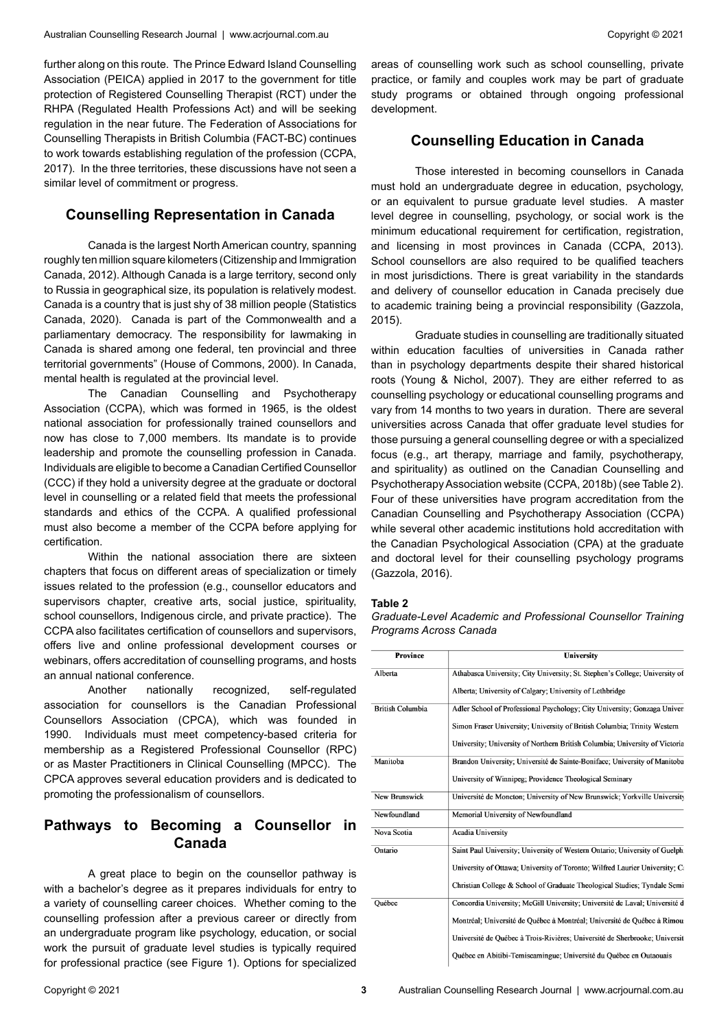further along on this route. The Prince Edward Island Counselling Association (PEICA) applied in 2017 to the government for title protection of Registered Counselling Therapist (RCT) under the RHPA (Regulated Health Professions Act) and will be seeking regulation in the near future. The Federation of Associations for Counselling Therapists in British Columbia (FACT-BC) continues to work towards establishing regulation of the profession (CCPA, 2017). In the three territories, these discussions have not seen a similar level of commitment or progress.

## Counselling Representation in Canada

Canada is the largest North American country, spanning roughly ten million square kilometers (Citizenship and Immigration Canada, 2012). Although Canada is a large territory, second only to Russia in geographical size, its population is relatively modest. Canada is a country that is just shy of 38 million people (Statistics Canada, 2020). Canada is part of the Commonwealth and a parliamentary democracy. The responsibility for lawmaking in Canada is shared among one federal, ten provincial and three territorial governments" (House of Commons, 2000). In Canada, mental health is regulated at the provincial level.

The Canadian Counselling and Psychotherapy Association (CCPA), which was formed in 1965, is the oldest national association for professionally trained counsellors and now has close to 7,000 members. Its mandate is to provide leadership and promote the counselling profession in Canada. Individuals are eligible to become a Canadian Certified Counsellor (CCC) if they hold a university degree at the graduate or doctoral level in counselling or a related field that meets the professional standards and ethics of the CCPA. A qualified professional must also become a member of the CCPA before applying for certification.

Within the national association there are sixteen chapters that focus on different areas of specialization or timely issues related to the profession (e.g., counsellor educators and supervisors chapter, creative arts, social justice, spirituality, school counsellors, Indigenous circle, and private practice). The CCPA also facilitates certification of counsellors and supervisors, offers live and online professional development courses or webinars, offers accreditation of counselling programs, and hosts an annual national conference.

Another nationally recognized, self-regulated association for counsellors is the Canadian Professional Counsellors Association (CPCA), which was founded in 1990. Individuals must meet competency-based criteria for membership as a Registered Professional Counsellor (RPC) or as Master Practitioners in Clinical Counselling (MPCC). The CPCA approves several education providers and is dedicated to promoting the professionalism of counsellors.

## Pathways to Becoming a Counsellor in Canada

A great place to begin on the counsellor pathway is with a bachelor's degree as it prepares individuals for entry to a variety of counselling career choices. Whether coming to the counselling profession after a previous career or directly from an undergraduate program like psychology, education, or social work the pursuit of graduate level studies is typically required for professional practice (see Figure 1). Options for specialized areas of counselling work such as school counselling, private practice, or family and couples work may be part of graduate study programs or obtained through ongoing professional development.

## Counselling Education in Canada

Those interested in becoming counsellors in Canada must hold an undergraduate degree in education, psychology, or an equivalent to pursue graduate level studies. A master level degree in counselling, psychology, or social work is the minimum educational requirement for certification, registration, and licensing in most provinces in Canada (CCPA, 2013). School counsellors are also required to be qualified teachers in most jurisdictions. There is great variability in the standards and delivery of counsellor education in Canada precisely due to academic training being a provincial responsibility (Gazzola, 2015).

Graduate studies in counselling are traditionally situated within education faculties of universities in Canada rather than in psychology departments despite their shared historical roots (Young & Nichol, 2007). They are either referred to as counselling psychology or educational counselling programs and vary from 14 months to two years in duration. There are several universities across Canada that offer graduate level studies for those pursuing a general counselling degree or with a specialized focus (e.g., art therapy, marriage and family, psychotherapy, and spirituality) as outlined on the Canadian Counselling and Psychotherapy Association website (CCPA, 2018b) (see Table 2). Four of these universities have program accreditation from the Canadian Counselling and Psychotherapy Association (CCPA) while several other academic institutions hold accreditation with the Canadian Psychological Association (CPA) at the graduate and doctoral level for their counselling psychology programs (Gazzola, 2016).

**Table 2**

*Graduate-Level Academic and Professional Counsellor Training Programs Across Canada*

| Province | University |
|---|---|
| Alberta | Athabasca University; City University; St. Stephen's College; University of Alberta; University of Calgary; University of Lethbridge |
| British Columbia | Adler School of Professional Psychology; City University; Gonzaga Univer Simon Fraser University; University of British Columbia; Trinity Western University; University of Northern British Columbia; University of Victoria |
| Manitoba | Brandon University; Université de Sainte-Boniface; University of Manitoba University of Winnipeg; Providence Theological Seminary |
| New Brunswick | Université de Moncton; University of New Brunswick; Yorkville University |
| Newfoundland | Memorial University of Newfoundland |
| Nova Scotia | Acadia University |
| Ontario | Saint Paul University; University of Western Ontario; University of Guelph University of Ottawa; University of Toronto; Wilfred Laurier University; C Christian College & School of Graduate Theological Studies; Tyndale Semi |
| Québec | Concordia University; McGill University; Université de Laval; Université d Montréal; Université de Québec à Montréal; Université de Québec à Rimou Université de Québec à Trois-Rivières; Université de Sherbrooke; Universit Québec en Abitibi-Temiscamingue; Université du Québec en Outaouais |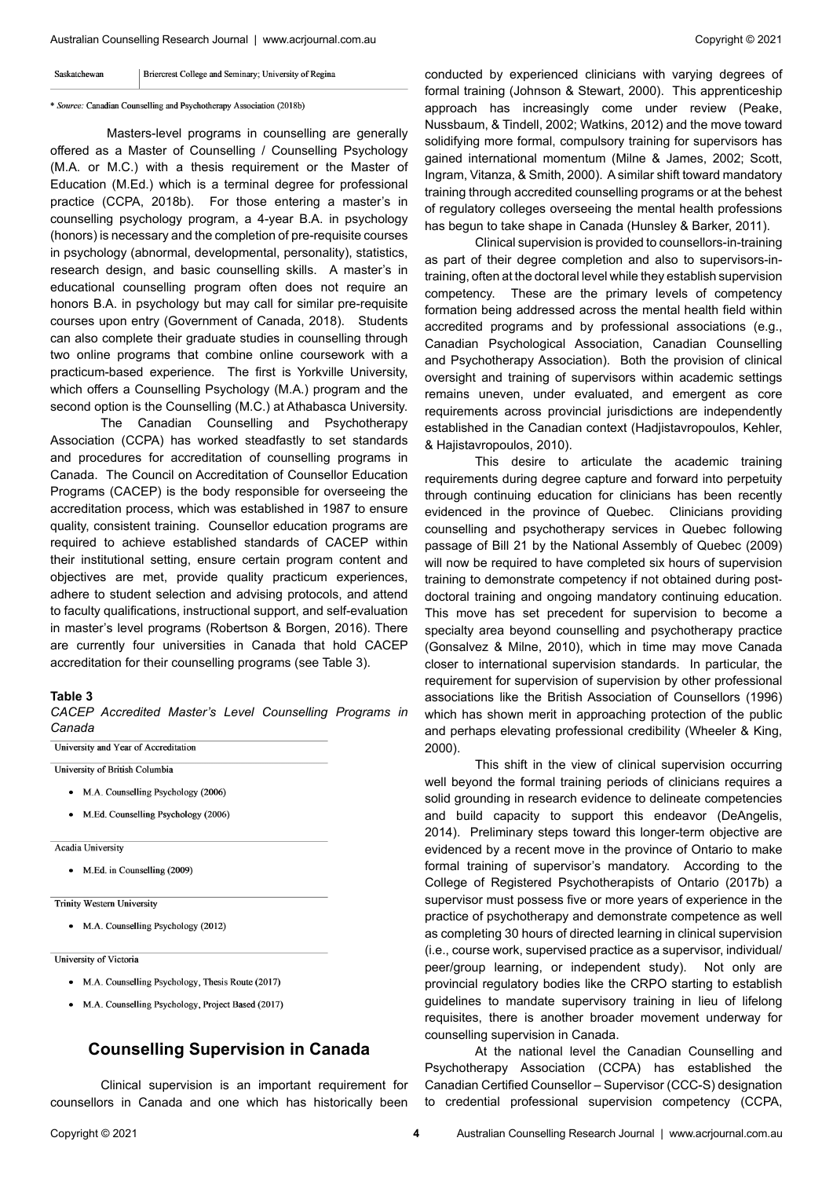| Saskatchewan | Briercrest College and Seminary; University of Regina |
|---|---|

* *Source:* Canadian Counselling and Psychotherapy Association (2018b)

Masters-level programs in counselling are generally offered as a Master of Counselling / Counselling Psychology (M.A. or M.C.) with a thesis requirement or the Master of Education (M.Ed.) which is a terminal degree for professional practice (CCPA, 2018b). For those entering a master's in counselling psychology program, a 4-year B.A. in psychology (honors) is necessary and the completion of pre-requisite courses in psychology (abnormal, developmental, personality), statistics, research design, and basic counselling skills. A master's in educational counselling program often does not require an honors B.A. in psychology but may call for similar pre-requisite courses upon entry (Government of Canada, 2018). Students can also complete their graduate studies in counselling through two online programs that combine online coursework with a practicum-based experience. The first is Yorkville University, which offers a Counselling Psychology (M.A.) program and the second option is the Counselling (M.C.) at Athabasca University.

The Canadian Counselling and Psychotherapy Association (CCPA) has worked steadfastly to set standards and procedures for accreditation of counselling programs in Canada. The Council on Accreditation of Counsellor Education Programs (CACEP) is the body responsible for overseeing the accreditation process, which was established in 1987 to ensure quality, consistent training. Counsellor education programs are required to achieve established standards of CACEP within their institutional setting, ensure certain program content and objectives are met, provide quality practicum experiences, adhere to student selection and advising protocols, and attend to faculty qualifications, instructional support, and self-evaluation in master's level programs (Robertson & Borgen, 2016). There are currently four universities in Canada that hold CACEP accreditation for their counselling programs (see Table 3).

**Table 3**

*CACEP Accredited Master's Level Counselling Programs in Canada*

| University and Year of Accreditation |
|---|
| **University of British Columbia** |
| • M.A. Counselling Psychology (2006) |
| • M.Ed. Counselling Psychology (2006) |
| **Acadia University** |
| • M.Ed. in Counselling (2009) |
| **Trinity Western University** |
| • M.A. Counselling Psychology (2012) |
| **University of Victoria** |
| • M.A. Counselling Psychology, Thesis Route (2017) |
| • M.A. Counselling Psychology, Project Based (2017) |

## Counselling Supervision in Canada

Clinical supervision is an important requirement for counsellors in Canada and one which has historically been conducted by experienced clinicians with varying degrees of formal training (Johnson & Stewart, 2000). This apprenticeship approach has increasingly come under review (Peake, Nussbaum, & Tindell, 2002; Watkins, 2012) and the move toward solidifying more formal, compulsory training for supervisors has gained international momentum (Milne & James, 2002; Scott, Ingram, Vitanza, & Smith, 2000). A similar shift toward mandatory training through accredited counselling programs or at the behest of regulatory colleges overseeing the mental health professions has begun to take shape in Canada (Hunsley & Barker, 2011).

Clinical supervision is provided to counsellors-in-training as part of their degree completion and also to supervisors-in-training, often at the doctoral level while they establish supervision competency. These are the primary levels of competency formation being addressed across the mental health field within accredited programs and by professional associations (e.g., Canadian Psychological Association, Canadian Counselling and Psychotherapy Association). Both the provision of clinical oversight and training of supervisors within academic settings remains uneven, under evaluated, and emergent as core requirements across provincial jurisdictions are independently established in the Canadian context (Hadjistavropoulos, Kehler, & Hajistavropoulos, 2010).

This desire to articulate the academic training requirements during degree capture and forward into perpetuity through continuing education for clinicians has been recently evidenced in the province of Quebec. Clinicians providing counselling and psychotherapy services in Quebec following passage of Bill 21 by the National Assembly of Quebec (2009) will now be required to have completed six hours of supervision training to demonstrate competency if not obtained during post-doctoral training and ongoing mandatory continuing education. This move has set precedent for supervision to become a specialty area beyond counselling and psychotherapy practice (Gonsalvez & Milne, 2010), which in time may move Canada closer to international supervision standards. In particular, the requirement for supervision of supervision by other professional associations like the British Association of Counsellors (1996) which has shown merit in approaching protection of the public and perhaps elevating professional credibility (Wheeler & King, 2000).

This shift in the view of clinical supervision occurring well beyond the formal training periods of clinicians requires a solid grounding in research evidence to delineate competencies and build capacity to support this endeavor (DeAngelis, 2014). Preliminary steps toward this longer-term objective are evidenced by a recent move in the province of Ontario to make formal training of supervisor's mandatory. According to the College of Registered Psychotherapists of Ontario (2017b) a supervisor must possess five or more years of experience in the practice of psychotherapy and demonstrate competence as well as completing 30 hours of directed learning in clinical supervision (i.e., course work, supervised practice as a supervisor, individual/peer/group learning, or independent study). Not only are provincial regulatory bodies like the CRPO starting to establish guidelines to mandate supervisory training in lieu of lifelong requisites, there is another broader movement underway for counselling supervision in Canada.

At the national level the Canadian Counselling and Psychotherapy Association (CCPA) has established the Canadian Certified Counsellor – Supervisor (CCC-S) designation to credential professional supervision competency (CCPA,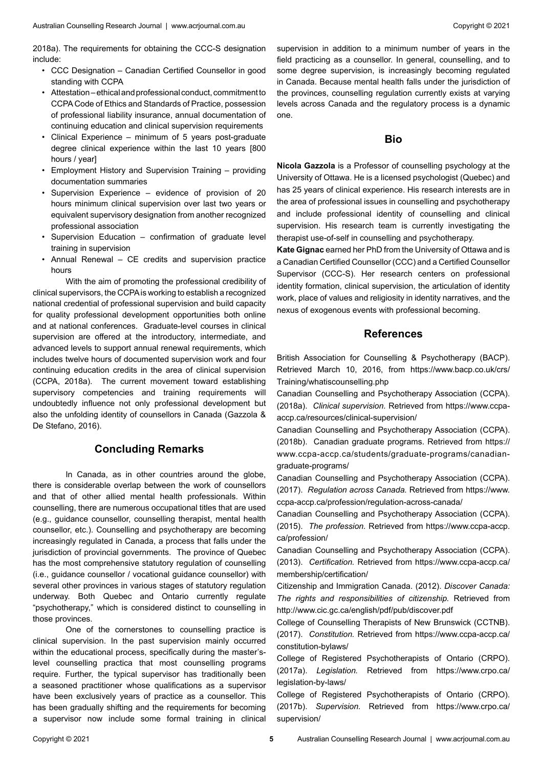2018a). The requirements for obtaining the CCC-S designation include:

- CCC Designation – Canadian Certified Counsellor in good standing with CCPA
- Attestation – ethical and professional conduct, commitment to CCPA Code of Ethics and Standards of Practice, possession of professional liability insurance, annual documentation of continuing education and clinical supervision requirements
- Clinical Experience – minimum of 5 years post-graduate degree clinical experience within the last 10 years [800 hours / year]
- Employment History and Supervision Training – providing documentation summaries
- Supervision Experience – evidence of provision of 20 hours minimum clinical supervision over last two years or equivalent supervisory designation from another recognized professional association
- Supervision Education – confirmation of graduate level training in supervision
- Annual Renewal – CE credits and supervision practice hours

With the aim of promoting the professional credibility of clinical supervisors, the CCPA is working to establish a recognized national credential of professional supervision and build capacity for quality professional development opportunities both online and at national conferences. Graduate-level courses in clinical supervision are offered at the introductory, intermediate, and advanced levels to support annual renewal requirements, which includes twelve hours of documented supervision work and four continuing education credits in the area of clinical supervision (CCPA, 2018a). The current movement toward establishing supervisory competencies and training requirements will undoubtedly influence not only professional development but also the unfolding identity of counsellors in Canada (Gazzola & De Stefano, 2016).

## Concluding Remarks

In Canada, as in other countries around the globe, there is considerable overlap between the work of counsellors and that of other allied mental health professionals. Within counselling, there are numerous occupational titles that are used (e.g., guidance counsellor, counselling therapist, mental health counsellor, etc.). Counselling and psychotherapy are becoming increasingly regulated in Canada, a process that falls under the jurisdiction of provincial governments. The province of Quebec has the most comprehensive statutory regulation of counselling (i.e., guidance counsellor / vocational guidance counsellor) with several other provinces in various stages of statutory regulation underway. Both Quebec and Ontario currently regulate "psychotherapy," which is considered distinct to counselling in those provinces.

One of the cornerstones to counselling practice is clinical supervision. In the past supervision mainly occurred within the educational process, specifically during the master's-level counselling practica that most counselling programs require. Further, the typical supervisor has traditionally been a seasoned practitioner whose qualifications as a supervisor have been exclusively years of practice as a counsellor. This has been gradually shifting and the requirements for becoming a supervisor now include some formal training in clinical supervision in addition to a minimum number of years in the field practicing as a counsellor. In general, counselling, and to some degree supervision, is increasingly becoming regulated in Canada. Because mental health falls under the jurisdiction of the provinces, counselling regulation currently exists at varying levels across Canada and the regulatory process is a dynamic one.

## Bio

**Nicola Gazzola** is a Professor of counselling psychology at the University of Ottawa. He is a licensed psychologist (Quebec) and has 25 years of clinical experience. His research interests are in the area of professional issues in counselling and psychotherapy and include professional identity of counselling and clinical supervision. His research team is currently investigating the therapist use-of-self in counselling and psychotherapy.

**Kate Gignac** earned her PhD from the University of Ottawa and is a Canadian Certified Counsellor (CCC) and a Certified Counsellor Supervisor (CCC-S). Her research centers on professional identity formation, clinical supervision, the articulation of identity work, place of values and religiosity in identity narratives, and the nexus of exogenous events with professional becoming.

## References

British Association for Counselling & Psychotherapy (BACP). Retrieved March 10, 2016, from https://www.bacp.co.uk/crs/Training/whatiscounselling.php

Canadian Counselling and Psychotherapy Association (CCPA). (2018a). *Clinical supervision.* Retrieved from https://www.ccpa-accp.ca/resources/clinical-supervision/

Canadian Counselling and Psychotherapy Association (CCPA). (2018b). Canadian graduate programs. Retrieved from https://www.ccpa-accp.ca/students/graduate-programs/canadian-graduate-programs/

Canadian Counselling and Psychotherapy Association (CCPA). (2017). *Regulation across Canada.* Retrieved from https://www.ccpa-accp.ca/profession/regulation-across-canada/

Canadian Counselling and Psychotherapy Association (CCPA). (2015). *The profession.* Retrieved from https://www.ccpa-accp.ca/profession/

Canadian Counselling and Psychotherapy Association (CCPA). (2013). *Certification.* Retrieved from https://www.ccpa-accp.ca/membership/certification/

Citizenship and Immigration Canada. (2012). *Discover Canada: The rights and responsibilities of citizenship.* Retrieved from http://www.cic.gc.ca/english/pdf/pub/discover.pdf

College of Counselling Therapists of New Brunswick (CCTNB). (2017). *Constitution.* Retrieved from https://www.ccpa-accp.ca/constitution-bylaws/

College of Registered Psychotherapists of Ontario (CRPO). (2017a). *Legislation.* Retrieved from https://www.crpo.ca/legislation-by-laws/

College of Registered Psychotherapists of Ontario (CRPO). (2017b). *Supervision.* Retrieved from https://www.crpo.ca/supervision/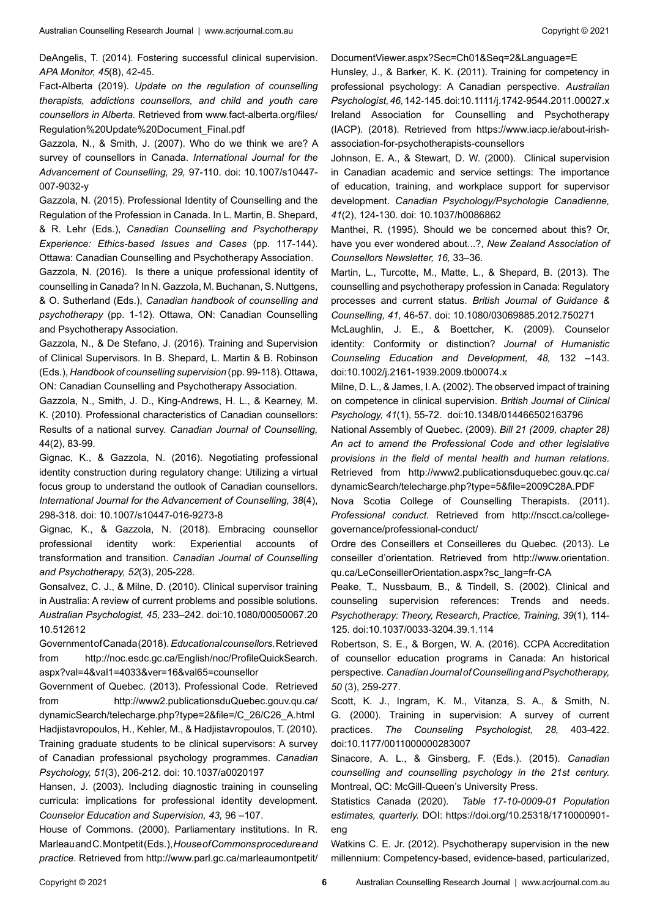DeAngelis, T. (2014). Fostering successful clinical supervision. *APA Monitor, 45*(8), 42-45.

Fact-Alberta (2019). *Update on the regulation of counselling therapists, addictions counsellors, and child and youth care counsellors in Alberta.* Retrieved from www.fact-alberta.org/files/Regulation%20Update%20Document_Final.pdf

Gazzola, N., & Smith, J. (2007). Who do we think we are? A survey of counsellors in Canada. *International Journal for the Advancement of Counselling, 29,* 97-110. doi: 10.1007/s10447-007-9032-y

Gazzola, N. (2015). Professional Identity of Counselling and the Regulation of the Profession in Canada. In L. Martin, B. Shepard, & R. Lehr (Eds.), *Canadian Counselling and Psychotherapy Experience: Ethics-based Issues and Cases* (pp. 117-144). Ottawa: Canadian Counselling and Psychotherapy Association.

Gazzola, N. (2016). Is there a unique professional identity of counselling in Canada? In N. Gazzola, M. Buchanan, S. Nuttgens, & O. Sutherland (Eds.), *Canadian handbook of counselling and psychotherapy* (pp. 1-12). Ottawa, ON: Canadian Counselling and Psychotherapy Association.

Gazzola, N., & De Stefano, J. (2016). Training and Supervision of Clinical Supervisors. In B. Shepard, L. Martin & B. Robinson (Eds.), *Handbook of counselling supervision* (pp. 99-118). Ottawa, ON: Canadian Counselling and Psychotherapy Association.

Gazzola, N., Smith, J. D., King-Andrews, H. L., & Kearney, M. K. (2010). Professional characteristics of Canadian counsellors: Results of a national survey. *Canadian Journal of Counselling,* 44(2), 83-99.

Gignac, K., & Gazzola, N. (2016). Negotiating professional identity construction during regulatory change: Utilizing a virtual focus group to understand the outlook of Canadian counsellors. *International Journal for the Advancement of Counselling, 38*(4), 298-318. doi: 10.1007/s10447-016-9273-8

Gignac, K., & Gazzola, N. (2018). Embracing counsellor professional identity work: Experiential accounts of transformation and transition. *Canadian Journal of Counselling and Psychotherapy, 52*(3), 205-228.

Gonsalvez, C. J., & Milne, D. (2010). Clinical supervisor training in Australia: A review of current problems and possible solutions. *Australian Psychologist, 45,* 233–242. doi:10.1080/00050067.2010.512612

Government of Canada (2018). *Educational counsellors.* Retrieved from http://noc.esdc.gc.ca/English/noc/ProfileQuickSearch.aspx?val=4&val1=4033&ver=16&val65=counsellor

Government of Quebec. (2013). Professional Code. Retrieved from http://www2.publicationsduQuebec.gouv.qu.ca/dynamicSearch/telecharge.php?type=2&file=/C_26/C26_A.html

Hadjistavropoulos, H., Kehler, M., & Hadjistavropoulos, T. (2010). Training graduate students to be clinical supervisors: A survey of Canadian professional psychology programmes. *Canadian Psychology, 51*(3), 206-212. doi: 10.1037/a0020197

Hansen, J. (2003). Including diagnostic training in counseling curricula: implications for professional identity development. *Counselor Education and Supervision, 43,* 96 –107.

House of Commons. (2000). Parliamentary institutions. In R. Marleau and C. Montpetit (Eds.), *House of Commons procedure and practice.* Retrieved from http://www.parl.gc.ca/marleaumontpetit/DocumentViewer.aspx?Sec=Ch01&Seq=2&Language=E

Hunsley, J., & Barker, K. K. (2011). Training for competency in professional psychology: A Canadian perspective. *Australian Psychologist, 46,* 142-145. doi:10.1111/j.1742-9544.2011.00027.x

Ireland Association for Counselling and Psychotherapy (IACP). (2018). Retrieved from https://www.iacp.ie/about-irish-association-for-psychotherapists-counsellors

Johnson, E. A., & Stewart, D. W. (2000). Clinical supervision in Canadian academic and service settings: The importance of education, training, and workplace support for supervisor development. *Canadian Psychology/Psychologie Canadienne, 41*(2), 124-130. doi: 10.1037/h0086862

Manthei, R. (1995). Should we be concerned about this? Or, have you ever wondered about...?, *New Zealand Association of Counsellors Newsletter, 16,* 33–36.

Martin, L., Turcotte, M., Matte, L., & Shepard, B. (2013). The counselling and psychotherapy profession in Canada: Regulatory processes and current status. *British Journal of Guidance & Counselling, 41,* 46-57. doi: 10.1080/03069885.2012.750271

McLaughlin, J. E., & Boettcher, K. (2009). Counselor identity: Conformity or distinction? *Journal of Humanistic Counseling Education and Development, 48,* 132 –143. doi:10.1002/j.2161-1939.2009.tb00074.x

Milne, D. L., & James, I. A. (2002). The observed impact of training on competence in clinical supervision. *British Journal of Clinical Psychology, 41*(1), 55-72. doi:10.1348/014466502163796

National Assembly of Quebec. (2009). *Bill 21 (2009, chapter 28) An act to amend the Professional Code and other legislative provisions in the field of mental health and human relations.* Retrieved from http://www2.publicationsduquebec.gouv.qc.ca/dynamicSearch/telecharge.php?type=5&file=2009C28A.PDF

Nova Scotia College of Counselling Therapists. (2011). *Professional conduct.* Retrieved from http://nscct.ca/college-governance/professional-conduct/

Ordre des Conseillers et Conseilleres du Quebec. (2013). Le conseiller d'orientation. Retrieved from http://www.orientation.qu.ca/LeConseillerOrientation.aspx?sc_lang=fr-CA

Peake, T., Nussbaum, B., & Tindell, S. (2002). Clinical and counseling supervision references: Trends and needs. *Psychotherapy: Theory, Research, Practice, Training, 39*(1), 114-125. doi:10.1037/0033-3204.39.1.114

Robertson, S. E., & Borgen, W. A. (2016). CCPA Accreditation of counsellor education programs in Canada: An historical perspective. *Canadian Journal of Counselling and Psychotherapy, 50* (3), 259-277.

Scott, K. J., Ingram, K. M., Vitanza, S. A., & Smith, N. G. (2000). Training in supervision: A survey of current practices. *The Counseling Psychologist, 28,* 403-422. doi:10.1177/0011000000283007

Sinacore, A. L., & Ginsberg, F. (Eds.). (2015). *Canadian counselling and counselling psychology in the 21st century.* Montreal, QC: McGill-Queen's University Press.

Statistics Canada (2020). *Table 17-10-0009-01 Population estimates, quarterly.* DOI: https://doi.org/10.25318/1710000901-eng

Watkins C. E. Jr. (2012). Psychotherapy supervision in the new millennium: Competency-based, evidence-based, particularized,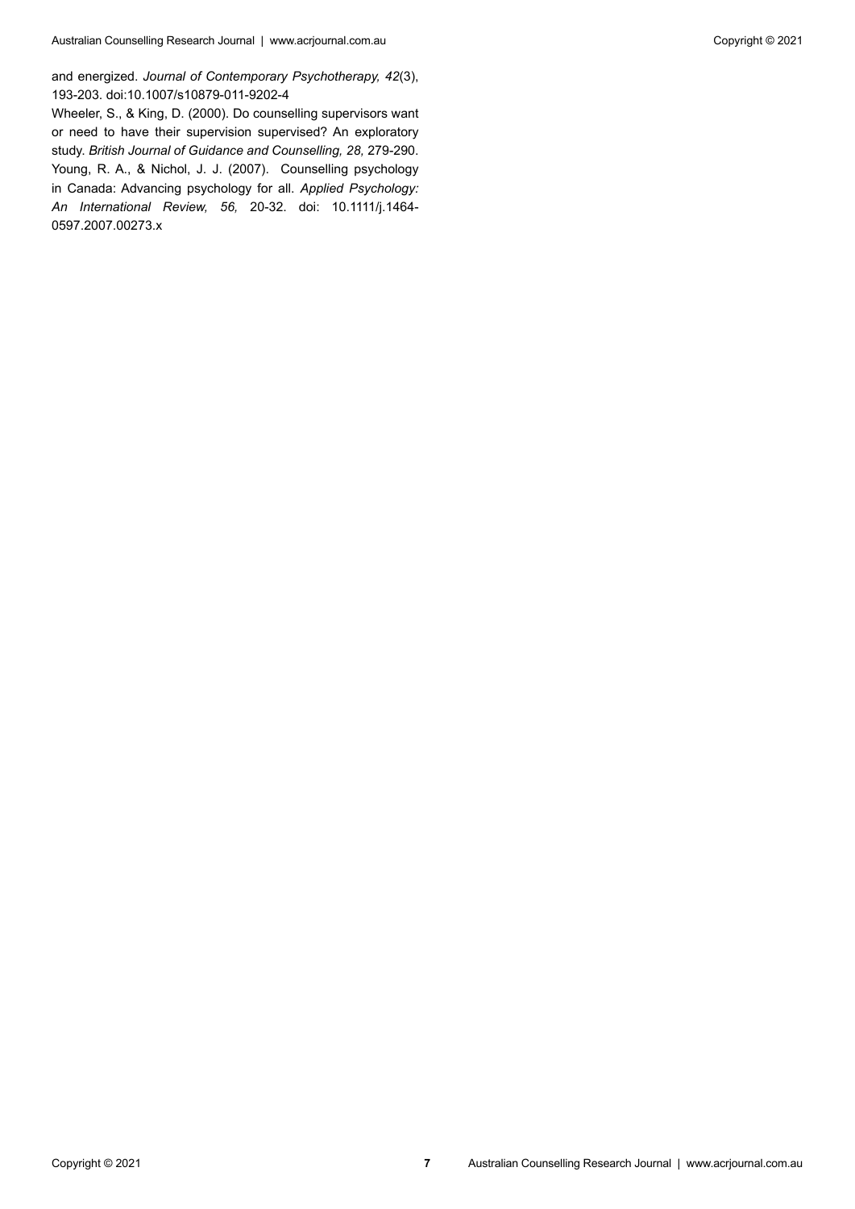and energized. *Journal of Contemporary Psychotherapy, 42*(3), 193-203. doi:10.1007/s10879-011-9202-4

Wheeler, S., & King, D. (2000). Do counselling supervisors want or need to have their supervision supervised? An exploratory study. *British Journal of Guidance and Counselling, 28,* 279-290.

Young, R. A., & Nichol, J. J. (2007). Counselling psychology in Canada: Advancing psychology for all. *Applied Psychology: An International Review, 56,* 20-32. doi: 10.1111/j.1464-0597.2007.00273.x